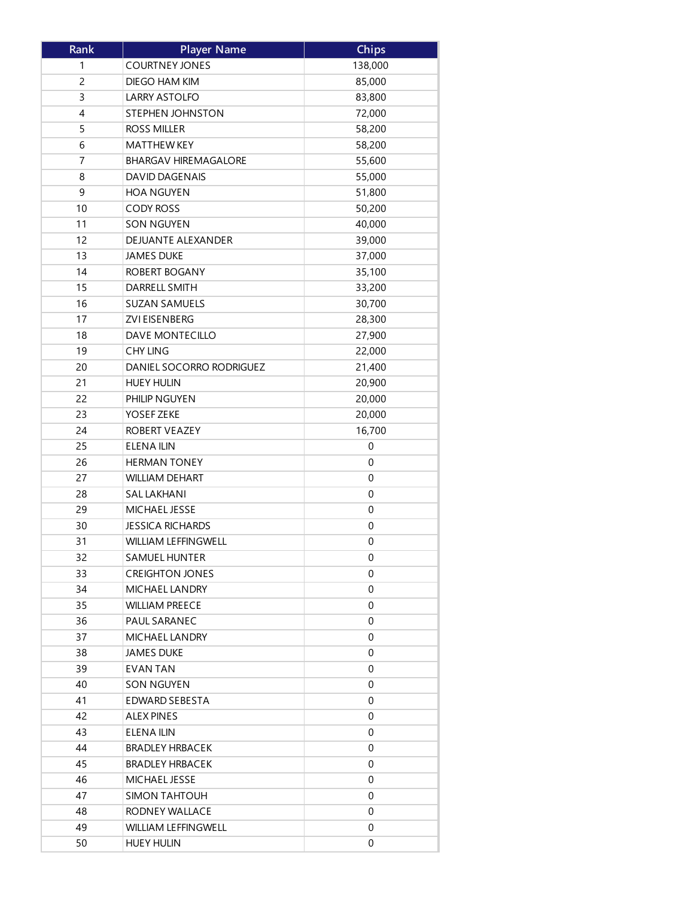| Rank | Player Name | Chips |
|---|---|---|
| 1 | COURTNEY JONES | 138,000 |
| 2 | DIEGO HAM KIM | 85,000 |
| 3 | LARRY ASTOLFO | 83,800 |
| 4 | STEPHEN JOHNSTON | 72,000 |
| 5 | ROSS MILLER | 58,200 |
| 6 | MATTHEW KEY | 58,200 |
| 7 | BHARGAV HIREMAGALORE | 55,600 |
| 8 | DAVID DAGENAIS | 55,000 |
| 9 | HOA NGUYEN | 51,800 |
| 10 | CODY ROSS | 50,200 |
| 11 | SON NGUYEN | 40,000 |
| 12 | DEJUANTE ALEXANDER | 39,000 |
| 13 | JAMES DUKE | 37,000 |
| 14 | ROBERT BOGANY | 35,100 |
| 15 | DARRELL SMITH | 33,200 |
| 16 | SUZAN SAMUELS | 30,700 |
| 17 | ZVI EISENBERG | 28,300 |
| 18 | DAVE MONTECILLO | 27,900 |
| 19 | CHY LING | 22,000 |
| 20 | DANIEL SOCORRO RODRIGUEZ | 21,400 |
| 21 | HUEY HULIN | 20,900 |
| 22 | PHILIP NGUYEN | 20,000 |
| 23 | YOSEF ZEKE | 20,000 |
| 24 | ROBERT VEAZEY | 16,700 |
| 25 | ELENA ILIN | 0 |
| 26 | HERMAN TONEY | 0 |
| 27 | WILLIAM DEHART | 0 |
| 28 | SAL LAKHANI | 0 |
| 29 | MICHAEL JESSE | 0 |
| 30 | JESSICA RICHARDS | 0 |
| 31 | WILLIAM LEFFINGWELL | 0 |
| 32 | SAMUEL HUNTER | 0 |
| 33 | CREIGHTON JONES | 0 |
| 34 | MICHAEL LANDRY | 0 |
| 35 | WILLIAM PREECE | 0 |
| 36 | PAUL SARANEC | 0 |
| 37 | MICHAEL LANDRY | 0 |
| 38 | JAMES DUKE | 0 |
| 39 | EVAN TAN | 0 |
| 40 | SON NGUYEN | 0 |
| 41 | EDWARD SEBESTA | 0 |
| 42 | ALEX PINES | 0 |
| 43 | ELENA ILIN | 0 |
| 44 | BRADLEY HRBACEK | 0 |
| 45 | BRADLEY HRBACEK | 0 |
| 46 | MICHAEL JESSE | 0 |
| 47 | SIMON TAHTOUH | 0 |
| 48 | RODNEY WALLACE | 0 |
| 49 | WILLIAM LEFFINGWELL | 0 |
| 50 | HUEY HULIN | 0 |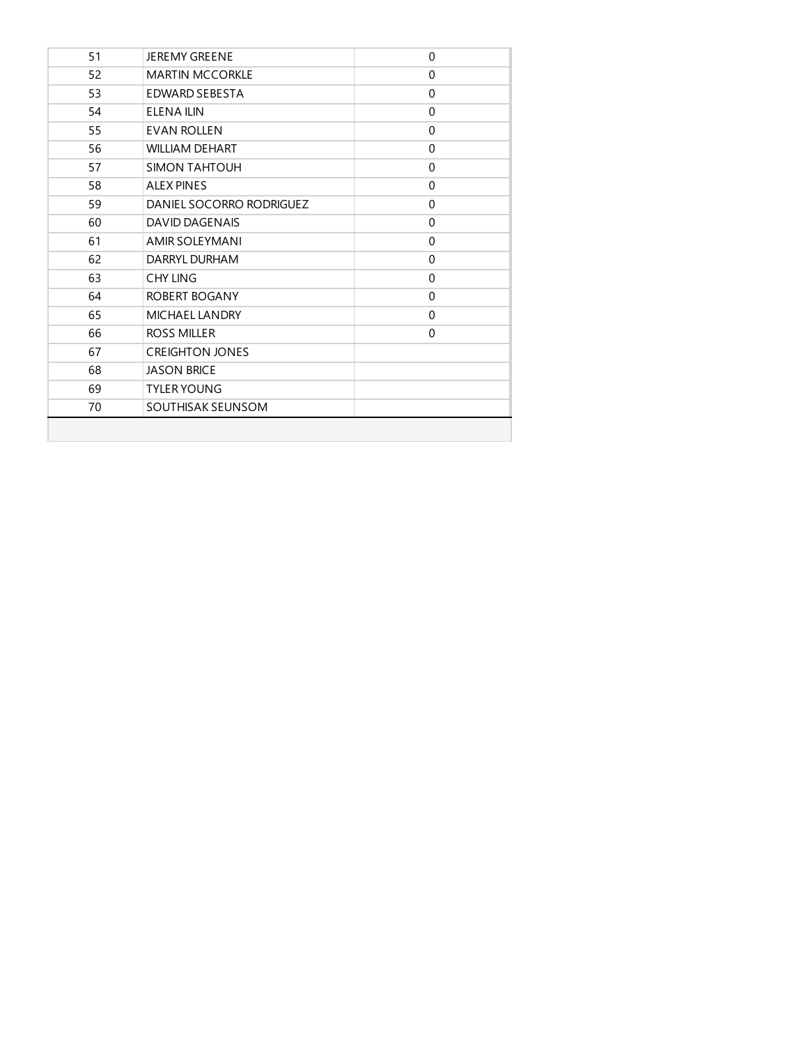| | | |
|---|---|---|
| 51 | JEREMY GREENE | 0 |
| 52 | MARTIN MCCORKLE | 0 |
| 53 | EDWARD SEBESTA | 0 |
| 54 | ELENA ILIN | 0 |
| 55 | EVAN ROLLEN | 0 |
| 56 | WILLIAM DEHART | 0 |
| 57 | SIMON TAHTOUH | 0 |
| 58 | ALEX PINES | 0 |
| 59 | DANIEL SOCORRO RODRIGUEZ | 0 |
| 60 | DAVID DAGENAIS | 0 |
| 61 | AMIR SOLEYMANI | 0 |
| 62 | DARRYL DURHAM | 0 |
| 63 | CHY LING | 0 |
| 64 | ROBERT BOGANY | 0 |
| 65 | MICHAEL LANDRY | 0 |
| 66 | ROSS MILLER | 0 |
| 67 | CREIGHTON JONES | |
| 68 | JASON BRICE | |
| 69 | TYLER YOUNG | |
| 70 | SOUTHISAK SEUNSOM | |